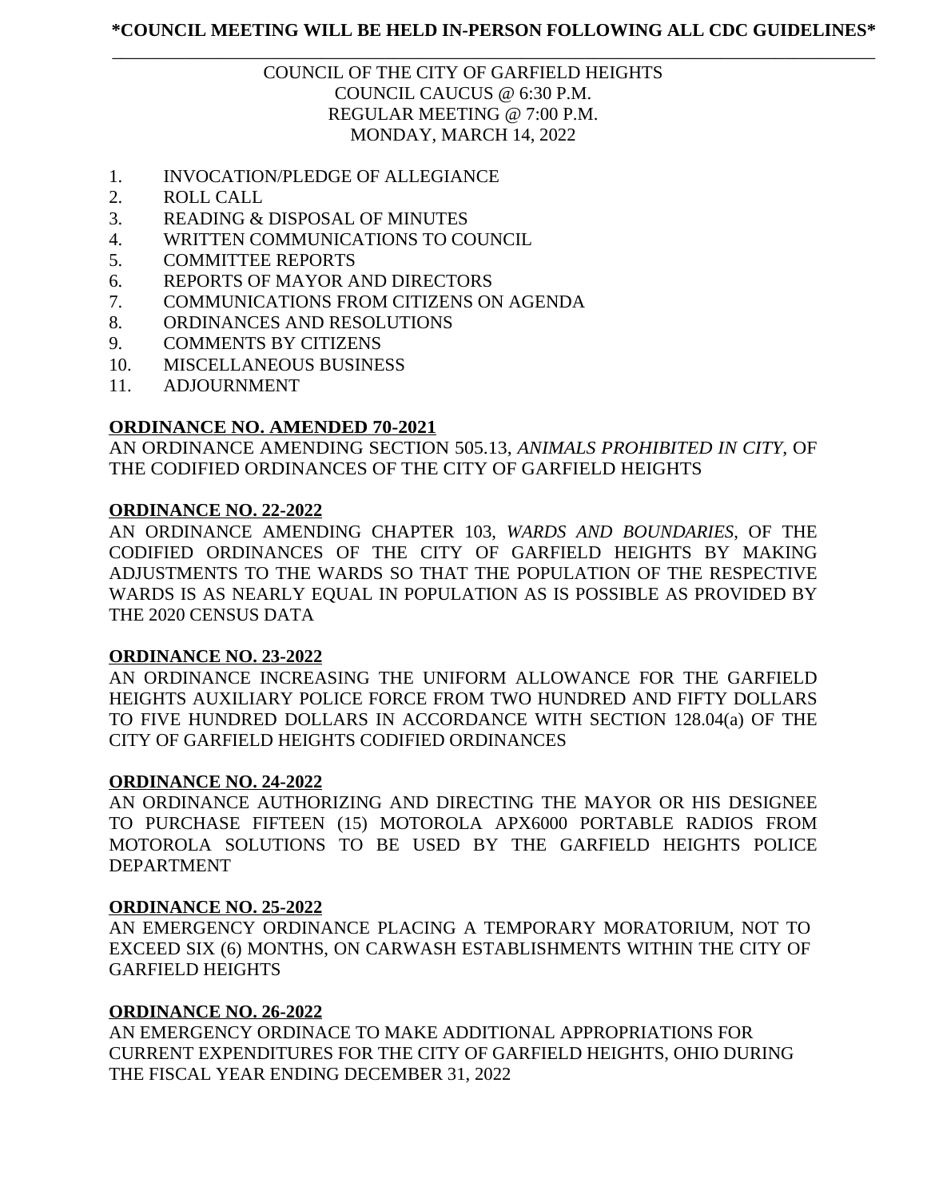**\*COUNCIL MEETING WILL BE HELD IN-PERSON FOLLOWING ALL CDC GUIDELINES\***

---

COUNCIL OF THE CITY OF GARFIELD HEIGHTS
COUNCIL CAUCUS @ 6:30 P.M.
REGULAR MEETING @ 7:00 P.M.
MONDAY, MARCH 14, 2022

1. INVOCATION/PLEDGE OF ALLEGIANCE
2. ROLL CALL
3. READING & DISPOSAL OF MINUTES
4. WRITTEN COMMUNICATIONS TO COUNCIL
5. COMMITTEE REPORTS
6. REPORTS OF MAYOR AND DIRECTORS
7. COMMUNICATIONS FROM CITIZENS ON AGENDA
8. ORDINANCES AND RESOLUTIONS
9. COMMENTS BY CITIZENS
10. MISCELLANEOUS BUSINESS
11. ADJOURNMENT

**ORDINANCE NO. AMENDED 70-2021**

AN ORDINANCE AMENDING SECTION 505.13, *ANIMALS PROHIBITED IN CITY*, OF THE CODIFIED ORDINANCES OF THE CITY OF GARFIELD HEIGHTS

**ORDINANCE NO. 22-2022**

AN ORDINANCE AMENDING CHAPTER 103, *WARDS AND BOUNDARIES*, OF THE CODIFIED ORDINANCES OF THE CITY OF GARFIELD HEIGHTS BY MAKING ADJUSTMENTS TO THE WARDS SO THAT THE POPULATION OF THE RESPECTIVE WARDS IS AS NEARLY EQUAL IN POPULATION AS IS POSSIBLE AS PROVIDED BY THE 2020 CENSUS DATA

**ORDINANCE NO. 23-2022**

AN ORDINANCE INCREASING THE UNIFORM ALLOWANCE FOR THE GARFIELD HEIGHTS AUXILIARY POLICE FORCE FROM TWO HUNDRED AND FIFTY DOLLARS TO FIVE HUNDRED DOLLARS IN ACCORDANCE WITH SECTION 128.04(a) OF THE CITY OF GARFIELD HEIGHTS CODIFIED ORDINANCES

**ORDINANCE NO. 24-2022**

AN ORDINANCE AUTHORIZING AND DIRECTING THE MAYOR OR HIS DESIGNEE TO PURCHASE FIFTEEN (15) MOTOROLA APX6000 PORTABLE RADIOS FROM MOTOROLA SOLUTIONS TO BE USED BY THE GARFIELD HEIGHTS POLICE DEPARTMENT

**ORDINANCE NO. 25-2022**

AN EMERGENCY ORDINANCE PLACING A TEMPORARY MORATORIUM, NOT TO EXCEED SIX (6) MONTHS, ON CARWASH ESTABLISHMENTS WITHIN THE CITY OF GARFIELD HEIGHTS

**ORDINANCE NO. 26-2022**

AN EMERGENCY ORDINACE TO MAKE ADDITIONAL APPROPRIATIONS FOR CURRENT EXPENDITURES FOR THE CITY OF GARFIELD HEIGHTS, OHIO DURING THE FISCAL YEAR ENDING DECEMBER 31, 2022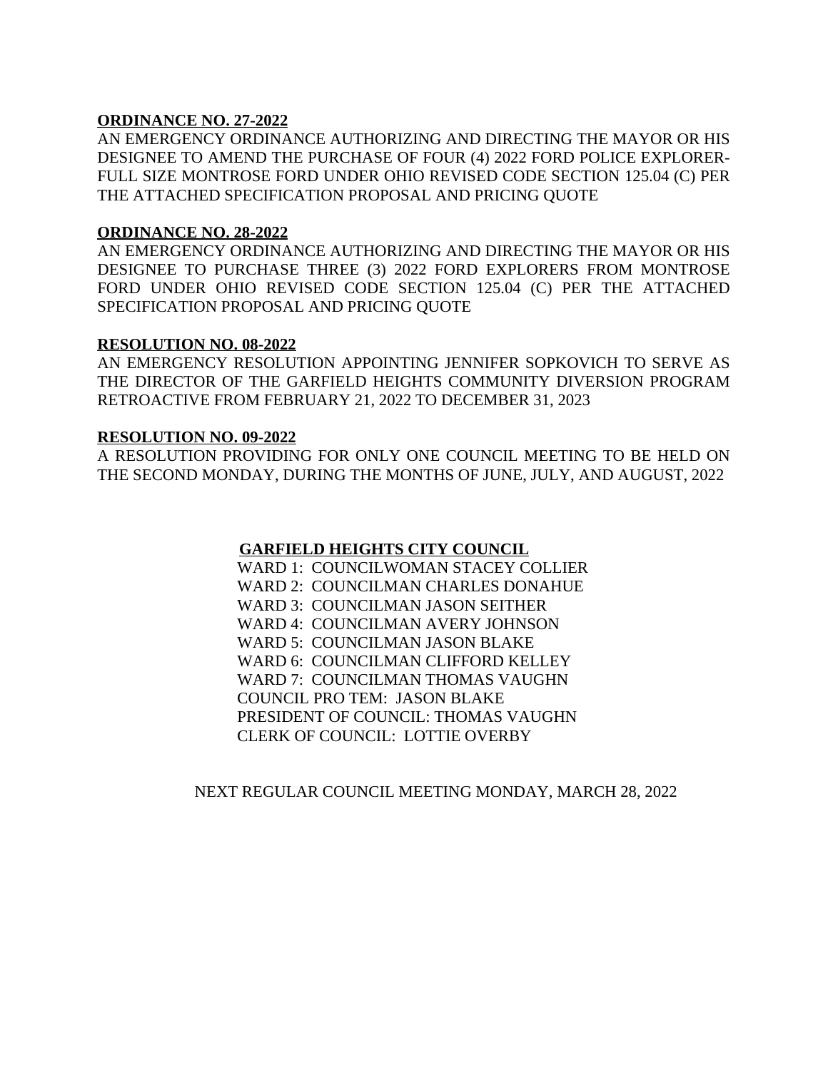**ORDINANCE NO. 27-2022**

AN EMERGENCY ORDINANCE AUTHORIZING AND DIRECTING THE MAYOR OR HIS DESIGNEE TO AMEND THE PURCHASE OF FOUR (4) 2022 FORD POLICE EXPLORER-FULL SIZE MONTROSE FORD UNDER OHIO REVISED CODE SECTION 125.04 (C) PER THE ATTACHED SPECIFICATION PROPOSAL AND PRICING QUOTE

**ORDINANCE NO. 28-2022**

AN EMERGENCY ORDINANCE AUTHORIZING AND DIRECTING THE MAYOR OR HIS DESIGNEE TO PURCHASE THREE (3) 2022 FORD EXPLORERS FROM MONTROSE FORD UNDER OHIO REVISED CODE SECTION 125.04 (C) PER THE ATTACHED SPECIFICATION PROPOSAL AND PRICING QUOTE

**RESOLUTION NO. 08-2022**

AN EMERGENCY RESOLUTION APPOINTING JENNIFER SOPKOVICH TO SERVE AS THE DIRECTOR OF THE GARFIELD HEIGHTS COMMUNITY DIVERSION PROGRAM RETROACTIVE FROM FEBRUARY 21, 2022 TO DECEMBER 31, 2023

**RESOLUTION NO. 09-2022**

A RESOLUTION PROVIDING FOR ONLY ONE COUNCIL MEETING TO BE HELD ON THE SECOND MONDAY, DURING THE MONTHS OF JUNE, JULY, AND AUGUST, 2022

**GARFIELD HEIGHTS CITY COUNCIL**

WARD 1: COUNCILWOMAN STACEY COLLIER
WARD 2: COUNCILMAN CHARLES DONAHUE
WARD 3: COUNCILMAN JASON SEITHER
WARD 4: COUNCILMAN AVERY JOHNSON
WARD 5: COUNCILMAN JASON BLAKE
WARD 6: COUNCILMAN CLIFFORD KELLEY
WARD 7: COUNCILMAN THOMAS VAUGHN
COUNCIL PRO TEM: JASON BLAKE
PRESIDENT OF COUNCIL: THOMAS VAUGHN
CLERK OF COUNCIL: LOTTIE OVERBY

NEXT REGULAR COUNCIL MEETING MONDAY, MARCH 28, 2022